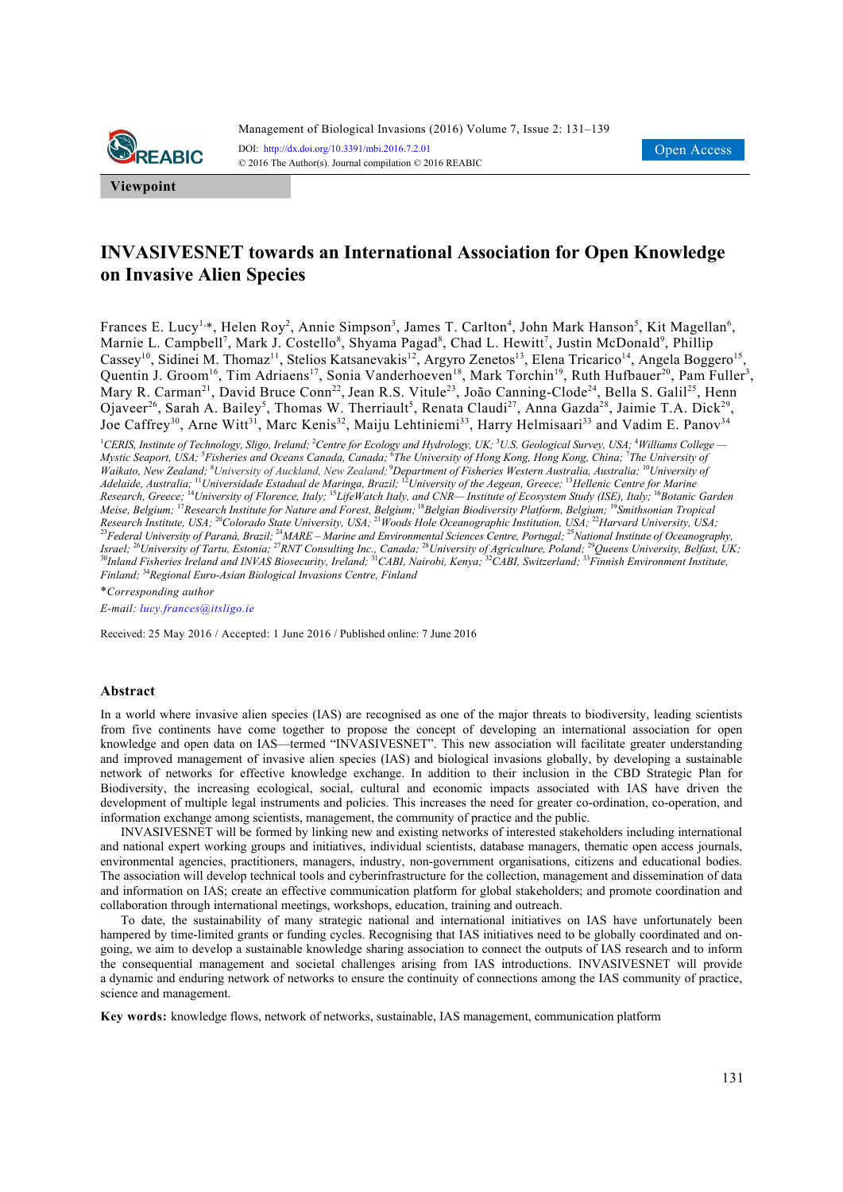Viewpoint

# INVASIVESNET towards an International Association for Open Knowledge on Invasive Alien Species

Frances E. Lucy[1,*], Helen Roy[2], Annie Simpson[3], James T. Carlton[4], John Mark Hanson[5], Kit Magellan[6], Marnie L. Campbell[7], Mark J. Costello[8], Shyama Pagad[8], Chad L. Hewitt[7], Justin McDonald[9], Phillip Cassey[10], Sidinei M. Thomaz[11], Stelios Katsanevakis[12], Argyro Zenetos[13], Elena Tricarico[14], Angela Boggero[15], Quentin J. Groom[16], Tim Adriaens[17], Sonia Vanderhoeven[18], Mark Torchin[19], Ruth Hufbauer[20], Pam Fuller[3], Mary R. Carman[21], David Bruce Conn[22], Jean R.S. Vitule[23], João Canning-Clode[24], Bella S. Galil[25], Henn Ojaveer[26], Sarah A. Bailey[5], Thomas W. Therriault[5], Renata Claudi[27], Anna Gazda[28], Jaimie T.A. Dick[29], Joe Caffrey[30], Arne Witt[31], Marc Kenis[32], Maiju Lehtiniemi[33], Harry Helmisaari[33] and Vadim E. Panov[34]

*[1]CERIS, Institute of Technology, Sligo, Ireland; [2]Centre for Ecology and Hydrology, UK; [3]U.S. Geological Survey, USA; [4]Williams College — Mystic Seaport, USA; [5]Fisheries and Oceans Canada, Canada; [6]The University of Hong Kong, Hong Kong, China; [7]The University of Waikato, New Zealand; [8]University of Auckland, New Zealand; [9]Department of Fisheries Western Australia, Australia; [10]University of Adelaide, Australia; [11]Universidade Estadual de Maringa, Brazil; [12]University of the Aegean, Greece; [13]Hellenic Centre for Marine Research, Greece; [14]University of Florence, Italy; [15]LifeWatch Italy, and CNR— Institute of Ecosystem Study (ISE), Italy; [16]Botanic Garden Meise, Belgium; [17]Research Institute for Nature and Forest, Belgium; [18]Belgian Biodiversity Platform, Belgium; [19]Smithsonian Tropical Research Institute, USA; [20]Colorado State University, USA; [21]Woods Hole Oceanographic Institution, USA; [22]Harvard University, USA; [23]Federal University of Paraná, Brazil; [24]MARE – Marine and Environmental Sciences Centre, Portugal; [25]National Institute of Oceanography, Israel; [26]University of Tartu, Estonia; [27]RNT Consulting Inc., Canada; [28]University of Agriculture, Poland; [29]Queens University, Belfast, UK; [30]Inland Fisheries Ireland and INVAS Biosecurity, Ireland; [31]CABI, Nairobi, Kenya; [32]CABI, Switzerland; [33]Finnish Environment Institute, Finland; [34]Regional Euro-Asian Biological Invasions Centre, Finland*

*\*Corresponding author*

*E-mail: lucy.frances@itsligo.ie*

Received: 25 May 2016 / Accepted: 1 June 2016 / Published online: 7 June 2016

## Abstract

In a world where invasive alien species (IAS) are recognised as one of the major threats to biodiversity, leading scientists from five continents have come together to propose the concept of developing an international association for open knowledge and open data on IAS—termed "INVASIVESNET". This new association will facilitate greater understanding and improved management of invasive alien species (IAS) and biological invasions globally, by developing a sustainable network of networks for effective knowledge exchange. In addition to their inclusion in the CBD Strategic Plan for Biodiversity, the increasing ecological, social, cultural and economic impacts associated with IAS have driven the development of multiple legal instruments and policies. This increases the need for greater co-ordination, co-operation, and information exchange among scientists, management, the community of practice and the public.

INVASIVESNET will be formed by linking new and existing networks of interested stakeholders including international and national expert working groups and initiatives, individual scientists, database managers, thematic open access journals, environmental agencies, practitioners, managers, industry, non-government organisations, citizens and educational bodies. The association will develop technical tools and cyberinfrastructure for the collection, management and dissemination of data and information on IAS; create an effective communication platform for global stakeholders; and promote coordination and collaboration through international meetings, workshops, education, training and outreach.

To date, the sustainability of many strategic national and international initiatives on IAS have unfortunately been hampered by time-limited grants or funding cycles. Recognising that IAS initiatives need to be globally coordinated and on-going, we aim to develop a sustainable knowledge sharing association to connect the outputs of IAS research and to inform the consequential management and societal challenges arising from IAS introductions. INVASIVESNET will provide a dynamic and enduring network of networks to ensure the continuity of connections among the IAS community of practice, science and management.

**Key words:** knowledge flows, network of networks, sustainable, IAS management, communication platform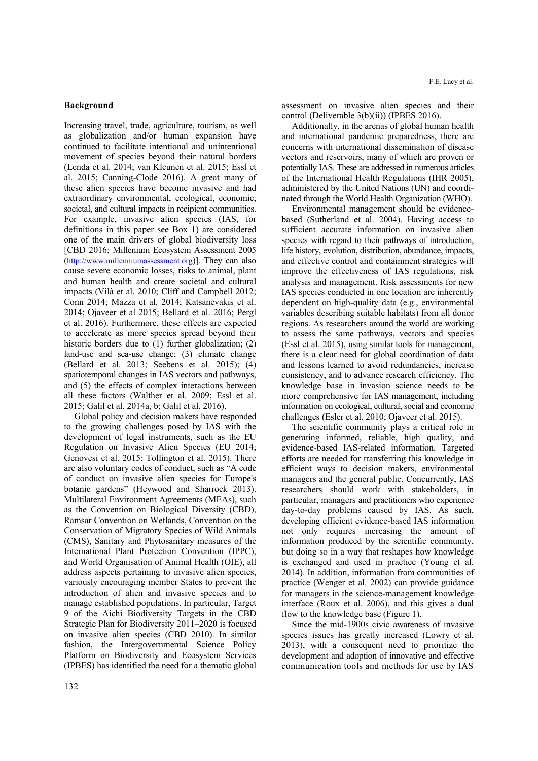## Background

Increasing travel, trade, agriculture, tourism, as well as globalization and/or human expansion have continued to facilitate intentional and unintentional movement of species beyond their natural borders (Lenda et al. 2014; van Kleunen et al. 2015; Essl et al. 2015; Canning-Clode 2016). A great many of these alien species have become invasive and had extraordinary environmental, ecological, economic, societal, and cultural impacts in recipient communities. For example, invasive alien species (IAS, for definitions in this paper see Box 1) are considered one of the main drivers of global biodiversity loss [CBD 2016; Millenium Ecosystem Assessment 2005 (http://www.millenniumassessment.org)]. They can also cause severe economic losses, risks to animal, plant and human health and create societal and cultural impacts (Vilà et al. 2010; Cliff and Campbell 2012; Conn 2014; Mazza et al. 2014; Katsanevakis et al. 2014; Ojaveer et al 2015; Bellard et al. 2016; Pergl et al. 2016). Furthermore, these effects are expected to accelerate as more species spread beyond their historic borders due to (1) further globalization; (2) land-use and sea-use change; (3) climate change (Bellard et al. 2013; Seebens et al. 2015); (4) spatiotemporal changes in IAS vectors and pathways, and (5) the effects of complex interactions between all these factors (Walther et al. 2009; Essl et al. 2015; Galil et al. 2014a, b; Galil et al. 2016).

Global policy and decision makers have responded to the growing challenges posed by IAS with the development of legal instruments, such as the EU Regulation on Invasive Alien Species (EU 2014; Genovesi et al. 2015; Tollington et al. 2015). There are also voluntary codes of conduct, such as "A code of conduct on invasive alien species for Europe's botanic gardens" (Heywood and Sharrock 2013). Multilateral Environment Agreements (MEAs), such as the Convention on Biological Diversity (CBD), Ramsar Convention on Wetlands, Convention on the Conservation of Migratory Species of Wild Animals (CMS), Sanitary and Phytosanitary measures of the International Plant Protection Convention (IPPC), and World Organisation of Animal Health (OIE), all address aspects pertaining to invasive alien species, variously encouraging member States to prevent the introduction of alien and invasive species and to manage established populations. In particular, Target 9 of the Aichi Biodiversity Targets in the CBD Strategic Plan for Biodiversity 2011–2020 is focused on invasive alien species (CBD 2010). In similar fashion, the Intergovernmental Science Policy Platform on Biodiversity and Ecosystem Services (IPBES) has identified the need for a thematic global assessment on invasive alien species and their control (Deliverable 3(b)(ii)) (IPBES 2016).

Additionally, in the arenas of global human health and international pandemic preparedness, there are concerns with international dissemination of disease vectors and reservoirs, many of which are proven or potentially IAS. These are addressed in numerous articles of the International Health Regulations (IHR 2005), administered by the United Nations (UN) and coordinated through the World Health Organization (WHO).

Environmental management should be evidence-based (Sutherland et al. 2004). Having access to sufficient accurate information on invasive alien species with regard to their pathways of introduction, life history, evolution, distribution, abundance, impacts, and effective control and containment strategies will improve the effectiveness of IAS regulations, risk analysis and management. Risk assessments for new IAS species conducted in one location are inherently dependent on high-quality data (e.g., environmental variables describing suitable habitats) from all donor regions. As researchers around the world are working to assess the same pathways, vectors and species (Essl et al. 2015), using similar tools for management, there is a clear need for global coordination of data and lessons learned to avoid redundancies, increase consistency, and to advance research efficiency. The knowledge base in invasion science needs to be more comprehensive for IAS management, including information on ecological, cultural, social and economic challenges (Esler et al. 2010; Ojaveer et al. 2015).

The scientific community plays a critical role in generating informed, reliable, high quality, and evidence-based IAS-related information. Targeted efforts are needed for transferring this knowledge in efficient ways to decision makers, environmental managers and the general public. Concurrently, IAS researchers should work with stakeholders, in particular, managers and practitioners who experience day-to-day problems caused by IAS. As such, developing efficient evidence-based IAS information not only requires increasing the amount of information produced by the scientific community, but doing so in a way that reshapes how knowledge is exchanged and used in practice (Young et al. 2014). In addition, information from communities of practice (Wenger et al. 2002) can provide guidance for managers in the science-management knowledge interface (Roux et al. 2006), and this gives a dual flow to the knowledge base (Figure 1).

Since the mid-1900s civic awareness of invasive species issues has greatly increased (Lowry et al. 2013), with a consequent need to prioritize the development and adoption of innovative and effective communication tools and methods for use by IAS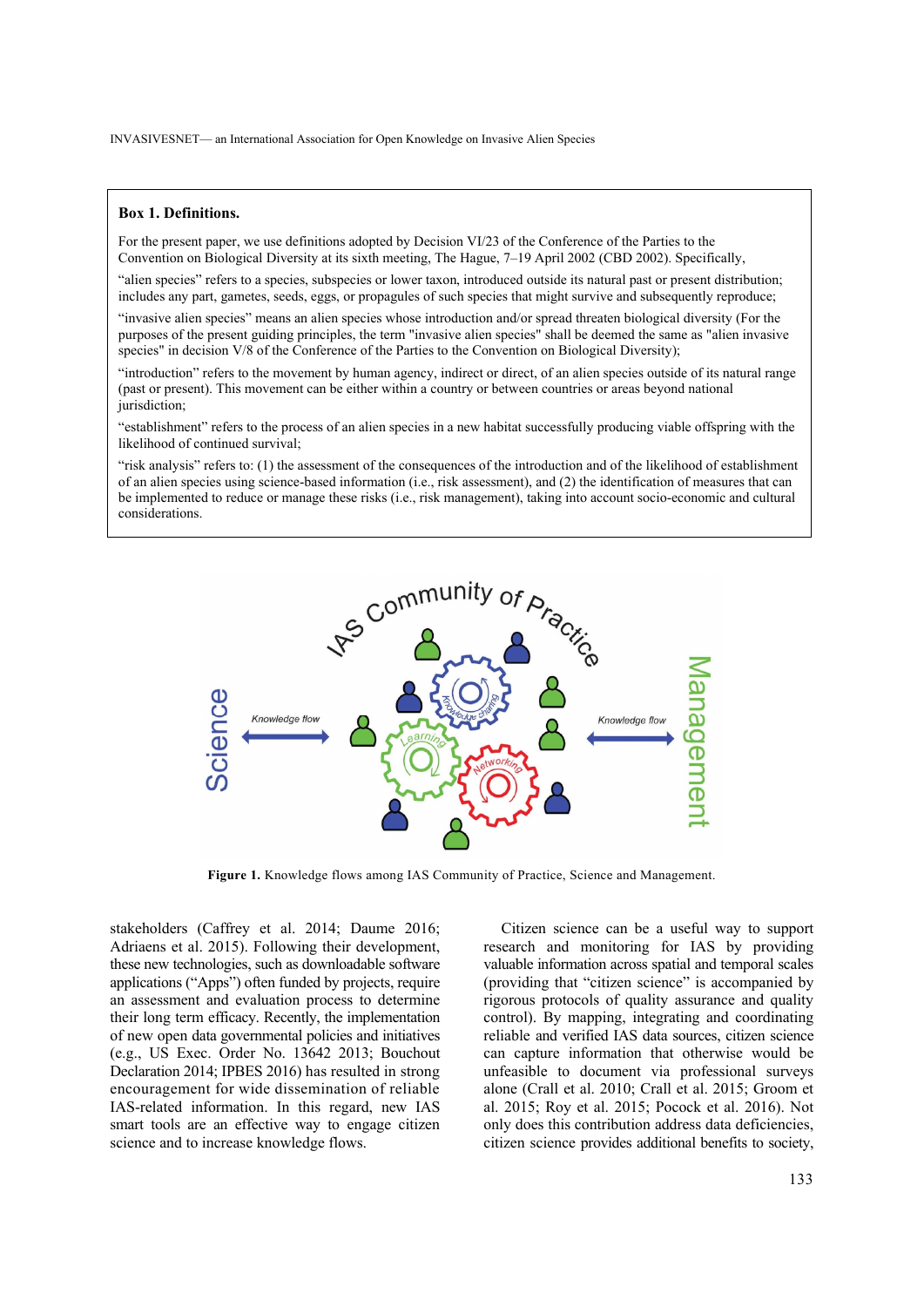**Box 1. Definitions.**

For the present paper, we use definitions adopted by Decision VI/23 of the Conference of the Parties to the Convention on Biological Diversity at its sixth meeting, The Hague, 7–19 April 2002 (CBD 2002). Specifically,

"alien species" refers to a species, subspecies or lower taxon, introduced outside its natural past or present distribution; includes any part, gametes, seeds, eggs, or propagules of such species that might survive and subsequently reproduce;

"invasive alien species" means an alien species whose introduction and/or spread threaten biological diversity (For the purposes of the present guiding principles, the term "invasive alien species" shall be deemed the same as "alien invasive species" in decision V/8 of the Conference of the Parties to the Convention on Biological Diversity);

"introduction" refers to the movement by human agency, indirect or direct, of an alien species outside of its natural range (past or present). This movement can be either within a country or between countries or areas beyond national jurisdiction;

"establishment" refers to the process of an alien species in a new habitat successfully producing viable offspring with the likelihood of continued survival;

"risk analysis" refers to: (1) the assessment of the consequences of the introduction and of the likelihood of establishment of an alien species using science-based information (i.e., risk assessment), and (2) the identification of measures that can be implemented to reduce or manage these risks (i.e., risk management), taking into account socio-economic and cultural considerations.

**Figure 1.** Knowledge flows among IAS Community of Practice, Science and Management.

stakeholders (Caffrey et al. 2014; Daume 2016; Adriaens et al. 2015). Following their development, these new technologies, such as downloadable software applications ("Apps") often funded by projects, require an assessment and evaluation process to determine their long term efficacy. Recently, the implementation of new open data governmental policies and initiatives (e.g., US Exec. Order No. 13642 2013; Bouchout Declaration 2014; IPBES 2016) has resulted in strong encouragement for wide dissemination of reliable IAS-related information. In this regard, new IAS smart tools are an effective way to engage citizen science and to increase knowledge flows.

Citizen science can be a useful way to support research and monitoring for IAS by providing valuable information across spatial and temporal scales (providing that "citizen science" is accompanied by rigorous protocols of quality assurance and quality control). By mapping, integrating and coordinating reliable and verified IAS data sources, citizen science can capture information that otherwise would be unfeasible to document via professional surveys alone (Crall et al. 2010; Crall et al. 2015; Groom et al. 2015; Roy et al. 2015; Pocock et al. 2016). Not only does this contribution address data deficiencies, citizen science provides additional benefits to society,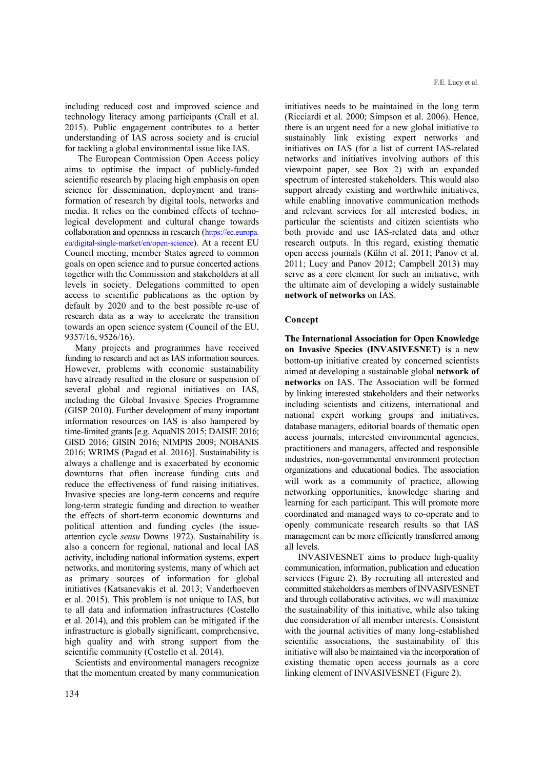including reduced cost and improved science and technology literacy among participants (Crall et al. 2015). Public engagement contributes to a better understanding of IAS across society and is crucial for tackling a global environmental issue like IAS.

The European Commission Open Access policy aims to optimise the impact of publicly-funded scientific research by placing high emphasis on open science for dissemination, deployment and transformation of research by digital tools, networks and media. It relies on the combined effects of technological development and cultural change towards collaboration and openness in research (https://ec.europa.eu/digital-single-market/en/open-science). At a recent EU Council meeting, member States agreed to common goals on open science and to pursue concerted actions together with the Commission and stakeholders at all levels in society. Delegations committed to open access to scientific publications as the option by default by 2020 and to the best possible re-use of research data as a way to accelerate the transition towards an open science system (Council of the EU, 9357/16, 9526/16).

Many projects and programmes have received funding to research and act as IAS information sources. However, problems with economic sustainability have already resulted in the closure or suspension of several global and regional initiatives on IAS, including the Global Invasive Species Programme (GISP 2010). Further development of many important information resources on IAS is also hampered by time-limited grants [e.g. AquaNIS 2015; DAISIE 2016; GISD 2016; GISIN 2016; NIMPIS 2009; NOBANIS 2016; WRIMS (Pagad et al. 2016)]. Sustainability is always a challenge and is exacerbated by economic downturns that often increase funding cuts and reduce the effectiveness of fund raising initiatives. Invasive species are long-term concerns and require long-term strategic funding and direction to weather the effects of short-term economic downturns and political attention and funding cycles (the issue-attention cycle *sensu* Downs 1972). Sustainability is also a concern for regional, national and local IAS activity, including national information systems, expert networks, and monitoring systems, many of which act as primary sources of information for global initiatives (Katsanevakis et al. 2013; Vanderhoeven et al. 2015). This problem is not unique to IAS, but to all data and information infrastructures (Costello et al. 2014), and this problem can be mitigated if the infrastructure is globally significant, comprehensive, high quality and with strong support from the scientific community (Costello et al. 2014).

Scientists and environmental managers recognize that the momentum created by many communication initiatives needs to be maintained in the long term (Ricciardi et al. 2000; Simpson et al. 2006). Hence, there is an urgent need for a new global initiative to sustainably link existing expert networks and initiatives on IAS (for a list of current IAS-related networks and initiatives involving authors of this viewpoint paper, see Box 2) with an expanded spectrum of interested stakeholders. This would also support already existing and worthwhile initiatives, while enabling innovative communication methods and relevant services for all interested bodies, in particular the scientists and citizen scientists who both provide and use IAS-related data and other research outputs. In this regard, existing thematic open access journals (Kühn et al. 2011; Panov et al. 2011; Lucy and Panov 2012; Campbell 2013) may serve as a core element for such an initiative, with the ultimate aim of developing a widely sustainable **network of networks** on IAS.

## Concept

**The International Association for Open Knowledge on Invasive Species (INVASIVESNET)** is a new bottom-up initiative created by concerned scientists aimed at developing a sustainable global **network of networks** on IAS. The Association will be formed by linking interested stakeholders and their networks including scientists and citizens, international and national expert working groups and initiatives, database managers, editorial boards of thematic open access journals, interested environmental agencies, practitioners and managers, affected and responsible industries, non-governmental environment protection organizations and educational bodies. The association will work as a community of practice, allowing networking opportunities, knowledge sharing and learning for each participant. This will promote more coordinated and managed ways to co-operate and to openly communicate research results so that IAS management can be more efficiently transferred among all levels.

INVASIVESNET aims to produce high-quality communication, information, publication and education services (Figure 2). By recruiting all interested and committed stakeholders as members of INVASIVESNET and through collaborative activities, we will maximize the sustainability of this initiative, while also taking due consideration of all member interests. Consistent with the journal activities of many long-established scientific associations, the sustainability of this initiative will also be maintained via the incorporation of existing thematic open access journals as a core linking element of INVASIVESNET (Figure 2).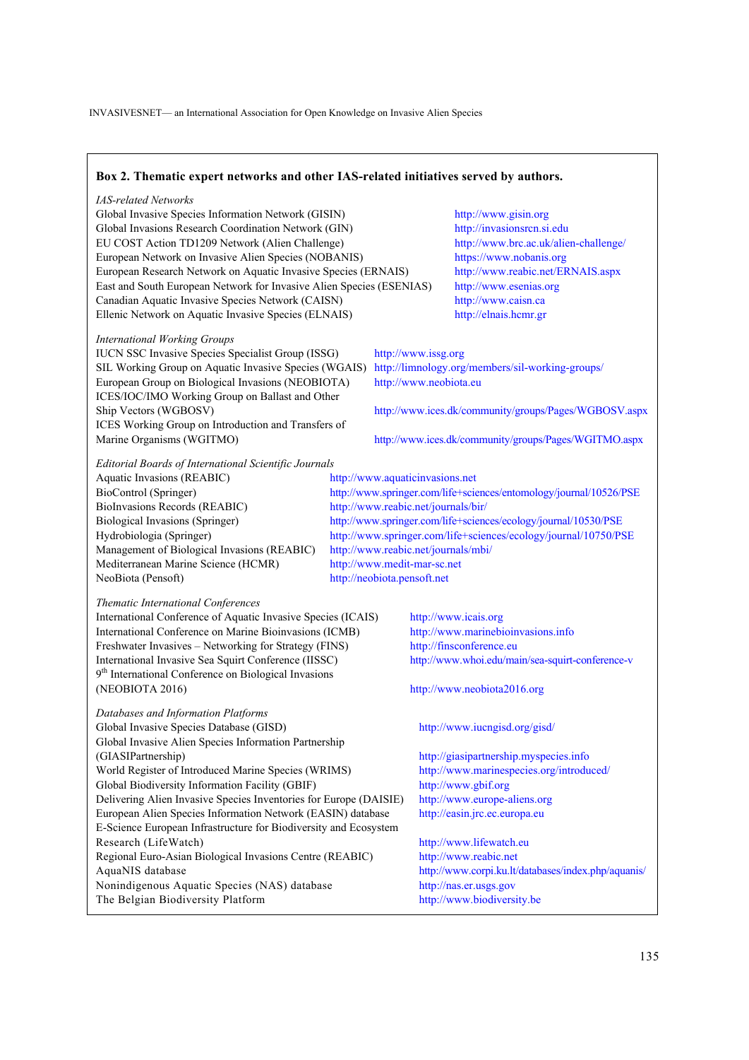**Box 2. Thematic expert networks and other IAS-related initiatives served by authors.**

*IAS-related Networks*

| | |
|---|---|
| Global Invasive Species Information Network (GISIN) | http://www.gisin.org |
| Global Invasions Research Coordination Network (GIN) | http://invasionsrcn.si.edu |
| EU COST Action TD1209 Network (Alien Challenge) | http://www.brc.ac.uk/alien-challenge/ |
| European Network on Invasive Alien Species (NOBANIS) | https://www.nobanis.org |
| European Research Network on Aquatic Invasive Species (ERNAIS) | http://www.reabic.net/ERNAIS.aspx |
| East and South European Network for Invasive Alien Species (ESENIAS) | http://www.esenias.org |
| Canadian Aquatic Invasive Species Network (CAISN) | http://www.caisn.ca |
| Ellenic Network on Aquatic Invasive Species (ELNAIS) | http://elnais.hcmr.gr |

*International Working Groups*

| | |
|---|---|
| IUCN SSC Invasive Species Specialist Group (ISSG) | http://www.issg.org |
| SIL Working Group on Aquatic Invasive Species (WGAIS) | http://limnology.org/members/sil-working-groups/ |
| European Group on Biological Invasions (NEOBIOTA) | http://www.neobiota.eu |
| ICES/IOC/IMO Working Group on Ballast and Other Ship Vectors (WGBOSV) | http://www.ices.dk/community/groups/Pages/WGBOSV.aspx |
| ICES Working Group on Introduction and Transfers of Marine Organisms (WGITMO) | http://www.ices.dk/community/groups/Pages/WGITMO.aspx |

*Editorial Boards of International Scientific Journals*

| | |
|---|---|
| Aquatic Invasions (REABIC) | http://www.aquaticinvasions.net |
| BioControl (Springer) | http://www.springer.com/life+sciences/entomology/journal/10526/PSE |
| BioInvasions Records (REABIC) | http://www.reabic.net/journals/bir/ |
| Biological Invasions (Springer) | http://www.springer.com/life+sciences/ecology/journal/10530/PSE |
| Hydrobiologia (Springer) | http://www.springer.com/life+sciences/ecology/journal/10750/PSE |
| Management of Biological Invasions (REABIC) | http://www.reabic.net/journals/mbi/ |
| Mediterranean Marine Science (HCMR) | http://www.medit-mar-sc.net |
| NeoBiota (Pensoft) | http://neobiota.pensoft.net |

*Thematic International Conferences*

| | |
|---|---|
| International Conference of Aquatic Invasive Species (ICAIS) | http://www.icais.org |
| International Conference on Marine Bioinvasions (ICMB) | http://www.marinebioinvasions.info |
| Freshwater Invasives – Networking for Strategy (FINS) | http://finsconference.eu |
| International Invasive Sea Squirt Conference (IISSC) | http://www.whoi.edu/main/sea-squirt-conference-v |
| 9th International Conference on Biological Invasions (NEOBIOTA 2016) | http://www.neobiota2016.org |

*Databases and Information Platforms*

| | |
|---|---|
| Global Invasive Species Database (GISD) | http://www.iucngisd.org/gisd/ |
| Global Invasive Alien Species Information Partnership (GIASIPartnership) | http://giasipartnership.myspecies.info |
| World Register of Introduced Marine Species (WRIMS) | http://www.marinespecies.org/introduced/ |
| Global Biodiversity Information Facility (GBIF) | http://www.gbif.org |
| Delivering Alien Invasive Species Inventories for Europe (DAISIE) | http://www.europe-aliens.org |
| European Alien Species Information Network (EASIN) database | http://easin.jrc.ec.europa.eu |
| E-Science European Infrastructure for Biodiversity and Ecosystem Research (LifeWatch) | http://www.lifewatch.eu |
| Regional Euro-Asian Biological Invasions Centre (REABIC) | http://www.reabic.net |
| AquaNIS database | http://www.corpi.ku.lt/databases/index.php/aquanis/ |
| Nonindigenous Aquatic Species (NAS) database | http://nas.er.usgs.gov |
| The Belgian Biodiversity Platform | http://www.biodiversity.be |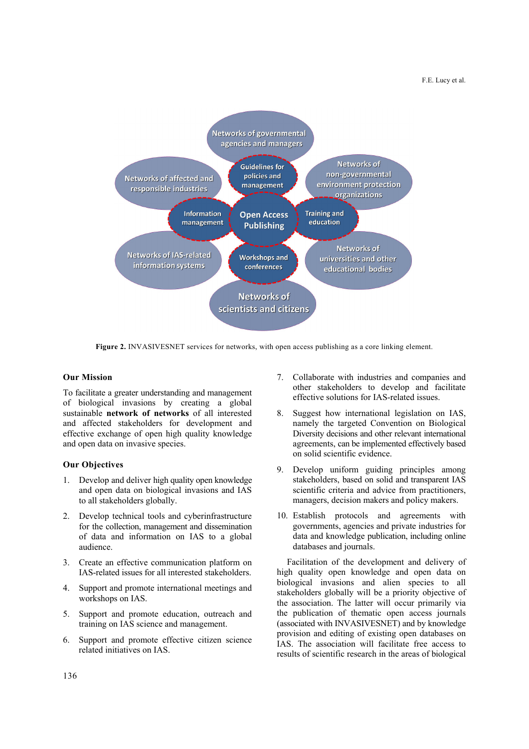**Figure 2.** INVASIVESNET services for networks, with open access publishing as a core linking element.

### Our Mission

To facilitate a greater understanding and management of biological invasions by creating a global sustainable **network of networks** of all interested and affected stakeholders for development and effective exchange of open high quality knowledge and open data on invasive species.

### Our Objectives

1. Develop and deliver high quality open knowledge and open data on biological invasions and IAS to all stakeholders globally.
2. Develop technical tools and cyberinfrastructure for the collection, management and dissemination of data and information on IAS to a global audience.
3. Create an effective communication platform on IAS-related issues for all interested stakeholders.
4. Support and promote international meetings and workshops on IAS.
5. Support and promote education, outreach and training on IAS science and management.
6. Support and promote effective citizen science related initiatives on IAS.
7. Collaborate with industries and companies and other stakeholders to develop and facilitate effective solutions for IAS-related issues.
8. Suggest how international legislation on IAS, namely the targeted Convention on Biological Diversity decisions and other relevant international agreements, can be implemented effectively based on solid scientific evidence.
9. Develop uniform guiding principles among stakeholders, based on solid and transparent IAS scientific criteria and advice from practitioners, managers, decision makers and policy makers.
10. Establish protocols and agreements with governments, agencies and private industries for data and knowledge publication, including online databases and journals.

Facilitation of the development and delivery of high quality open knowledge and open data on biological invasions and alien species to all stakeholders globally will be a priority objective of the association. The latter will occur primarily via the publication of thematic open access journals (associated with INVASIVESNET) and by knowledge provision and editing of existing open databases on IAS. The association will facilitate free access to results of scientific research in the areas of biological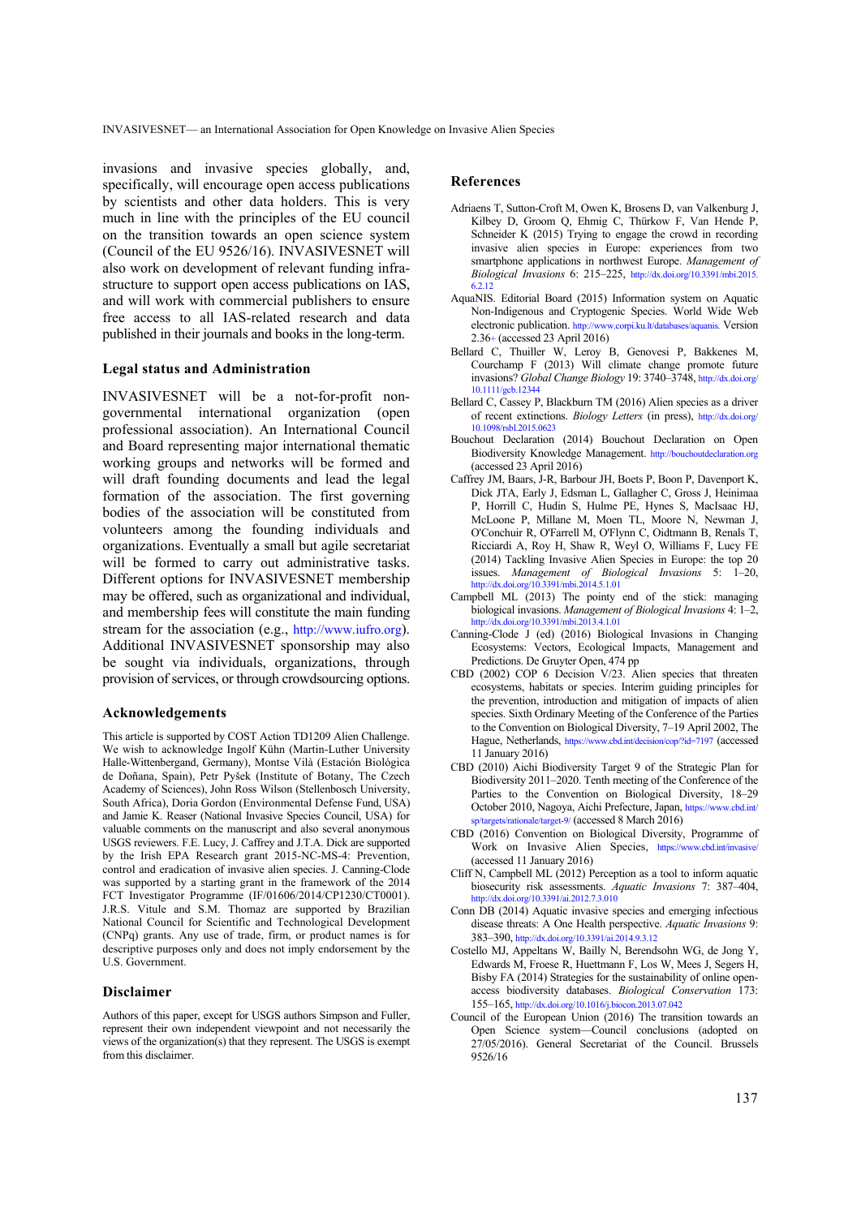invasions and invasive species globally, and, specifically, will encourage open access publications by scientists and other data holders. This is very much in line with the principles of the EU council on the transition towards an open science system (Council of the EU 9526/16). INVASIVESNET will also work on development of relevant funding infrastructure to support open access publications on IAS, and will work with commercial publishers to ensure free access to all IAS-related research and data published in their journals and books in the long-term.

## Legal status and Administration

INVASIVESNET will be a not-for-profit non-governmental international organization (open professional association). An International Council and Board representing major international thematic working groups and networks will be formed and will draft founding documents and lead the legal formation of the association. The first governing bodies of the association will be constituted from volunteers among the founding individuals and organizations. Eventually a small but agile secretariat will be formed to carry out administrative tasks. Different options for INVASIVESNET membership may be offered, such as organizational and individual, and membership fees will constitute the main funding stream for the association (e.g., http://www.iufro.org). Additional INVASIVESNET sponsorship may also be sought via individuals, organizations, through provision of services, or through crowdsourcing options.

## Acknowledgements

This article is supported by COST Action TD1209 Alien Challenge. We wish to acknowledge Ingolf Kühn (Martin-Luther University Halle-Wittenbergand, Germany), Montse Vilà (Estación Biológica de Doñana, Spain), Petr Pyšek (Institute of Botany, The Czech Academy of Sciences), John Ross Wilson (Stellenbosch University, South Africa), Doria Gordon (Environmental Defense Fund, USA) and Jamie K. Reaser (National Invasive Species Council, USA) for valuable comments on the manuscript and also several anonymous USGS reviewers. F.E. Lucy, J. Caffrey and J.T.A. Dick are supported by the Irish EPA Research grant 2015-NC-MS-4: Prevention, control and eradication of invasive alien species. J. Canning-Clode was supported by a starting grant in the framework of the 2014 FCT Investigator Programme (IF/01606/2014/CP1230/CT0001). J.R.S. Vitule and S.M. Thomaz are supported by Brazilian National Council for Scientific and Technological Development (CNPq) grants. Any use of trade, firm, or product names is for descriptive purposes only and does not imply endorsement by the U.S. Government.

## Disclaimer

Authors of this paper, except for USGS authors Simpson and Fuller, represent their own independent viewpoint and not necessarily the views of the organization(s) that they represent. The USGS is exempt from this disclaimer.

## References

Adriaens T, Sutton-Croft M, Owen K, Brosens D, van Valkenburg J, Kilbey D, Groom Q, Ehmig C, Thürkow F, Van Hende P, Schneider K (2015) Trying to engage the crowd in recording invasive alien species in Europe: experiences from two smartphone applications in northwest Europe. *Management of Biological Invasions* 6: 215–225, http://dx.doi.org/10.3391/mbi.2015.6.2.12

AquaNIS. Editorial Board (2015) Information system on Aquatic Non-Indigenous and Cryptogenic Species. World Wide Web electronic publication. http://www.corpi.ku.lt/databases/aquanis. Version 2.36+ (accessed 23 April 2016)

Bellard C, Thuiller W, Leroy B, Genovesi P, Bakkenes M, Courchamp F (2013) Will climate change promote future invasions? *Global Change Biology* 19: 3740–3748, http://dx.doi.org/10.1111/gcb.12344

Bellard C, Cassey P, Blackburn TM (2016) Alien species as a driver of recent extinctions. *Biology Letters* (in press), http://dx.doi.org/10.1098/rsbl.2015.0623

Bouchout Declaration (2014) Bouchout Declaration on Open Biodiversity Knowledge Management. http://bouchoutdeclaration.org (accessed 23 April 2016)

Caffrey JM, Baars, J-R, Barbour JH, Boets P, Boon P, Davenport K, Dick JTA, Early J, Edsman L, Gallagher C, Gross J, Heinimaa P, Horrill C, Hudin S, Hulme PE, Hynes S, MacIsaac HJ, McLoone P, Millane M, Moen TL, Moore N, Newman J, O'Conchuir R, O'Farrell M, O'Flynn C, Oidtmann B, Renals T, Ricciardi A, Roy H, Shaw R, Weyl O, Williams F, Lucy FE (2014) Tackling Invasive Alien Species in Europe: the top 20 issues. *Management of Biological Invasions* 5: 1–20, http://dx.doi.org/10.3391/mbi.2014.5.1.01

Campbell ML (2013) The pointy end of the stick: managing biological invasions. *Management of Biological Invasions* 4: 1–2, http://dx.doi.org/10.3391/mbi.2013.4.1.01

Canning-Clode J (ed) (2016) Biological Invasions in Changing Ecosystems: Vectors, Ecological Impacts, Management and Predictions. De Gruyter Open, 474 pp

CBD (2002) COP 6 Decision V/23. Alien species that threaten ecosystems, habitats or species. Interim guiding principles for the prevention, introduction and mitigation of impacts of alien species. Sixth Ordinary Meeting of the Conference of the Parties to the Convention on Biological Diversity, 7–19 April 2002, The Hague, Netherlands, https://www.cbd.int/decision/cop/?id=7197 (accessed 11 January 2016)

CBD (2010) Aichi Biodiversity Target 9 of the Strategic Plan for Biodiversity 2011–2020. Tenth meeting of the Conference of the Parties to the Convention on Biological Diversity, 18–29 October 2010, Nagoya, Aichi Prefecture, Japan, https://www.cbd.int/sp/targets/rationale/target-9/ (accessed 8 March 2016)

CBD (2016) Convention on Biological Diversity, Programme of Work on Invasive Alien Species, https://www.cbd.int/invasive/ (accessed 11 January 2016)

Cliff N, Campbell ML (2012) Perception as a tool to inform aquatic biosecurity risk assessments. *Aquatic Invasions* 7: 387–404, http://dx.doi.org/10.3391/ai.2012.7.3.010

Conn DB (2014) Aquatic invasive species and emerging infectious disease threats: A One Health perspective. *Aquatic Invasions* 9: 383–390, http://dx.doi.org/10.3391/ai.2014.9.3.12

Costello MJ, Appeltans W, Bailly N, Berendsohn WG, de Jong Y, Edwards M, Froese R, Huettmann F, Los W, Mees J, Segers H, Bisby FA (2014) Strategies for the sustainability of online open-access biodiversity databases. *Biological Conservation* 173: 155–165, http://dx.doi.org/10.1016/j.biocon.2013.07.042

Council of the European Union (2016) The transition towards an Open Science system—Council conclusions (adopted on 27/05/2016). General Secretariat of the Council. Brussels 9526/16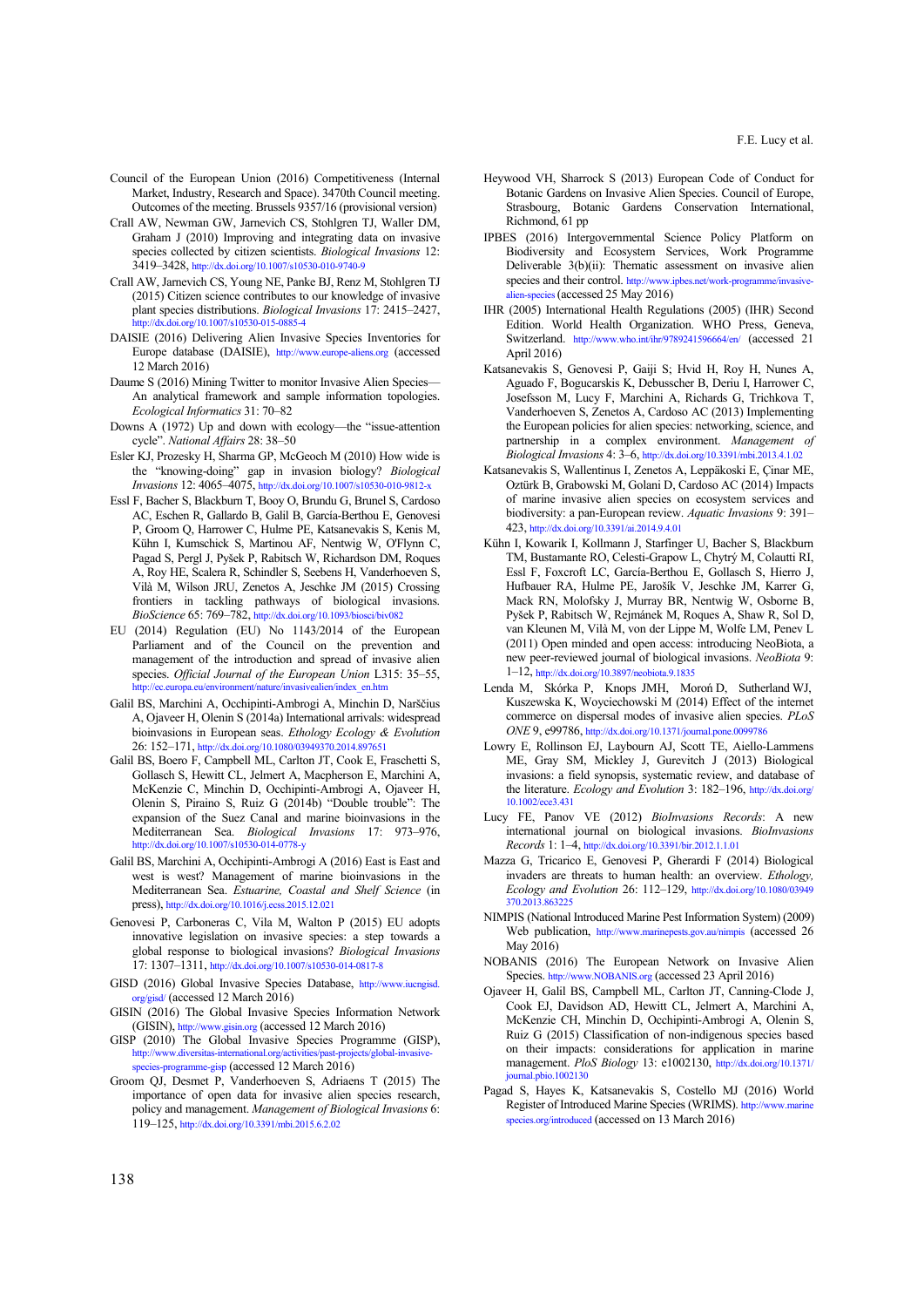Council of the European Union (2016) Competitiveness (Internal Market, Industry, Research and Space). 3470th Council meeting. Outcomes of the meeting. Brussels 9357/16 (provisional version)

Crall AW, Newman GW, Jarnevich CS, Stohlgren TJ, Waller DM, Graham J (2010) Improving and integrating data on invasive species collected by citizen scientists. *Biological Invasions* 12: 3419–3428, http://dx.doi.org/10.1007/s10530-010-9740-9

Crall AW, Jarnevich CS, Young NE, Panke BJ, Renz M, Stohlgren TJ (2015) Citizen science contributes to our knowledge of invasive plant species distributions. *Biological Invasions* 17: 2415–2427, http://dx.doi.org/10.1007/s10530-015-0885-4

DAISIE (2016) Delivering Alien Invasive Species Inventories for Europe database (DAISIE), http://www.europe-aliens.org (accessed 12 March 2016)

Daume S (2016) Mining Twitter to monitor Invasive Alien Species—An analytical framework and sample information topologies. *Ecological Informatics* 31: 70–82

Downs A (1972) Up and down with ecology—the "issue-attention cycle". *National Affairs* 28: 38–50

Esler KJ, Prozesky H, Sharma GP, McGeoch M (2010) How wide is the "knowing-doing" gap in invasion biology? *Biological Invasions* 12: 4065–4075, http://dx.doi.org/10.1007/s10530-010-9812-x

Essl F, Bacher S, Blackburn T, Booy O, Brundu G, Brunel S, Cardoso AC, Eschen R, Gallardo B, Galil B, García-Berthou E, Genovesi P, Groom Q, Harrower C, Hulme PE, Katsanevakis S, Kenis M, Kühn I, Kumschick S, Martinou AF, Nentwig W, O'Flynn C, Pagad S, Pergl J, Pyšek P, Rabitsch W, Richardson DM, Roques A, Roy HE, Scalera R, Schindler S, Seebens H, Vanderhoeven S, Vilà M, Wilson JRU, Zenetos A, Jeschke JM (2015) Crossing frontiers in tackling pathways of biological invasions. *BioScience* 65: 769–782, http://dx.doi.org/10.1093/biosci/biv082

EU (2014) Regulation (EU) No 1143/2014 of the European Parliament and of the Council on the prevention and management of the introduction and spread of invasive alien species. *Official Journal of the European Union* L315: 35–55, http://ec.europa.eu/environment/nature/invasivealien/index_en.htm

Galil BS, Marchini A, Occhipinti-Ambrogi A, Minchin D, Narščius A, Ojaveer H, Olenin S (2014a) International arrivals: widespread bioinvasions in European seas. *Ethology Ecology & Evolution* 26: 152–171, http://dx.doi.org/10.1080/03949370.2014.897651

Galil BS, Boero F, Campbell ML, Carlton JT, Cook E, Fraschetti S, Gollasch S, Hewitt CL, Jelmert A, Macpherson E, Marchini A, McKenzie C, Minchin D, Occhipinti-Ambrogi A, Ojaveer H, Olenin S, Piraino S, Ruiz G (2014b) "Double trouble": The expansion of the Suez Canal and marine bioinvasions in the Mediterranean Sea. *Biological Invasions* 17: 973–976, http://dx.doi.org/10.1007/s10530-014-0778-y

Galil BS, Marchini A, Occhipinti-Ambrogi A (2016) East is East and west is west? Management of marine bioinvasions in the Mediterranean Sea. *Estuarine, Coastal and Shelf Science* (in press), http://dx.doi.org/10.1016/j.ecss.2015.12.021

Genovesi P, Carboneras C, Vila M, Walton P (2015) EU adopts innovative legislation on invasive species: a step towards a global response to biological invasions? *Biological Invasions* 17: 1307–1311, http://dx.doi.org/10.1007/s10530-014-0817-8

GISD (2016) Global Invasive Species Database, http://www.iucngisd.org/gisd/ (accessed 12 March 2016)

GISIN (2016) The Global Invasive Species Information Network (GISIN), http://www.gisin.org (accessed 12 March 2016)

GISP (2010) The Global Invasive Species Programme (GISP), http://www.diversitas-international.org/activities/past-projects/global-invasive-species-programme-gisp (accessed 12 March 2016)

Groom QJ, Desmet P, Vanderhoeven S, Adriaens T (2015) The importance of open data for invasive alien species research, policy and management. *Management of Biological Invasions* 6: 119–125, http://dx.doi.org/10.3391/mbi.2015.6.2.02

Heywood VH, Sharrock S (2013) European Code of Conduct for Botanic Gardens on Invasive Alien Species. Council of Europe, Strasbourg, Botanic Gardens Conservation International, Richmond, 61 pp

IPBES (2016) Intergovernmental Science Policy Platform on Biodiversity and Ecosystem Services, Work Programme Deliverable 3(b)(ii): Thematic assessment on invasive alien species and their control. http://www.ipbes.net/work-programme/invasive-alien-species (accessed 25 May 2016)

IHR (2005) International Health Regulations (2005) (IHR) Second Edition. World Health Organization. WHO Press, Geneva, Switzerland. http://www.who.int/ihr/9789241596664/en/ (accessed 21 April 2016)

Katsanevakis S, Genovesi P, Gaiji S; Hvid H, Roy H, Nunes A, Aguado F, Bogucarskis K, Debusscher B, Deriu I, Harrower C, Josefsson M, Lucy F, Marchini A, Richards G, Trichkova T, Vanderhoeven S, Zenetos A, Cardoso AC (2013) Implementing the European policies for alien species: networking, science, and partnership in a complex environment. *Management of Biological Invasions* 4: 3–6, http://dx.doi.org/10.3391/mbi.2013.4.1.02

Katsanevakis S, Wallentinus I, Zenetos A, Leppäkoski E, Çinar ME, Oztürk B, Grabowski M, Golani D, Cardoso AC (2014) Impacts of marine invasive alien species on ecosystem services and biodiversity: a pan-European review. *Aquatic Invasions* 9: 391–423, http://dx.doi.org/10.3391/ai.2014.9.4.01

Kühn I, Kowarik I, Kollmann J, Starfinger U, Bacher S, Blackburn TM, Bustamante RO, Celesti-Grapow L, Chytrý M, Colautti RI, Essl F, Foxcroft LC, García-Berthou E, Gollasch S, Hierro J, Hufbauer RA, Hulme PE, Jarošík V, Jeschke JM, Karrer G, Mack RN, Molofsky J, Murray BR, Nentwig W, Osborne B, Pyšek P, Rabitsch W, Rejmánek M, Roques A, Shaw R, Sol D, van Kleunen M, Vilà M, von der Lippe M, Wolfe LM, Penev L (2011) Open minded and open access: introducing NeoBiota, a new peer-reviewed journal of biological invasions. *NeoBiota* 9: 1–12, http://dx.doi.org/10.3897/neobiota.9.1835

Lenda M, Skórka P, Knops JMH, Moroń D, Sutherland WJ, Kuszewska K, Woyciechowski M (2014) Effect of the internet commerce on dispersal modes of invasive alien species. *PLoS ONE* 9, e99786, http://dx.doi.org/10.1371/journal.pone.0099786

Lowry E, Rollinson EJ, Laybourn AJ, Scott TE, Aiello-Lammens ME, Gray SM, Mickley J, Gurevitch J (2013) Biological invasions: a field synopsis, systematic review, and database of the literature. *Ecology and Evolution* 3: 182–196, http://dx.doi.org/10.1002/ece3.431

Lucy FE, Panov VE (2012) *BioInvasions Records*: A new international journal on biological invasions. *BioInvasions Records* 1: 1–4, http://dx.doi.org/10.3391/bir.2012.1.1.01

Mazza G, Tricarico E, Genovesi P, Gherardi F (2014) Biological invaders are threats to human health: an overview. *Ethology, Ecology and Evolution* 26: 112–129, http://dx.doi.org/10.1080/03949370.2013.863225

NIMPIS (National Introduced Marine Pest Information System) (2009) Web publication, http://www.marinepests.gov.au/nimpis (accessed 26 May 2016)

NOBANIS (2016) The European Network on Invasive Alien Species. http://www.NOBANIS.org (accessed 23 April 2016)

Ojaveer H, Galil BS, Campbell ML, Carlton JT, Canning-Clode J, Cook EJ, Davidson AD, Hewitt CL, Jelmert A, Marchini A, McKenzie CH, Minchin D, Occhipinti-Ambrogi A, Olenin S, Ruiz G (2015) Classification of non-indigenous species based on their impacts: considerations for application in marine management. *PloS Biology* 13: e1002130, http://dx.doi.org/10.1371/journal.pbio.1002130

Pagad S, Hayes K, Katsanevakis S, Costello MJ (2016) World Register of Introduced Marine Species (WRIMS). http://www.marinespecies.org/introduced (accessed on 13 March 2016)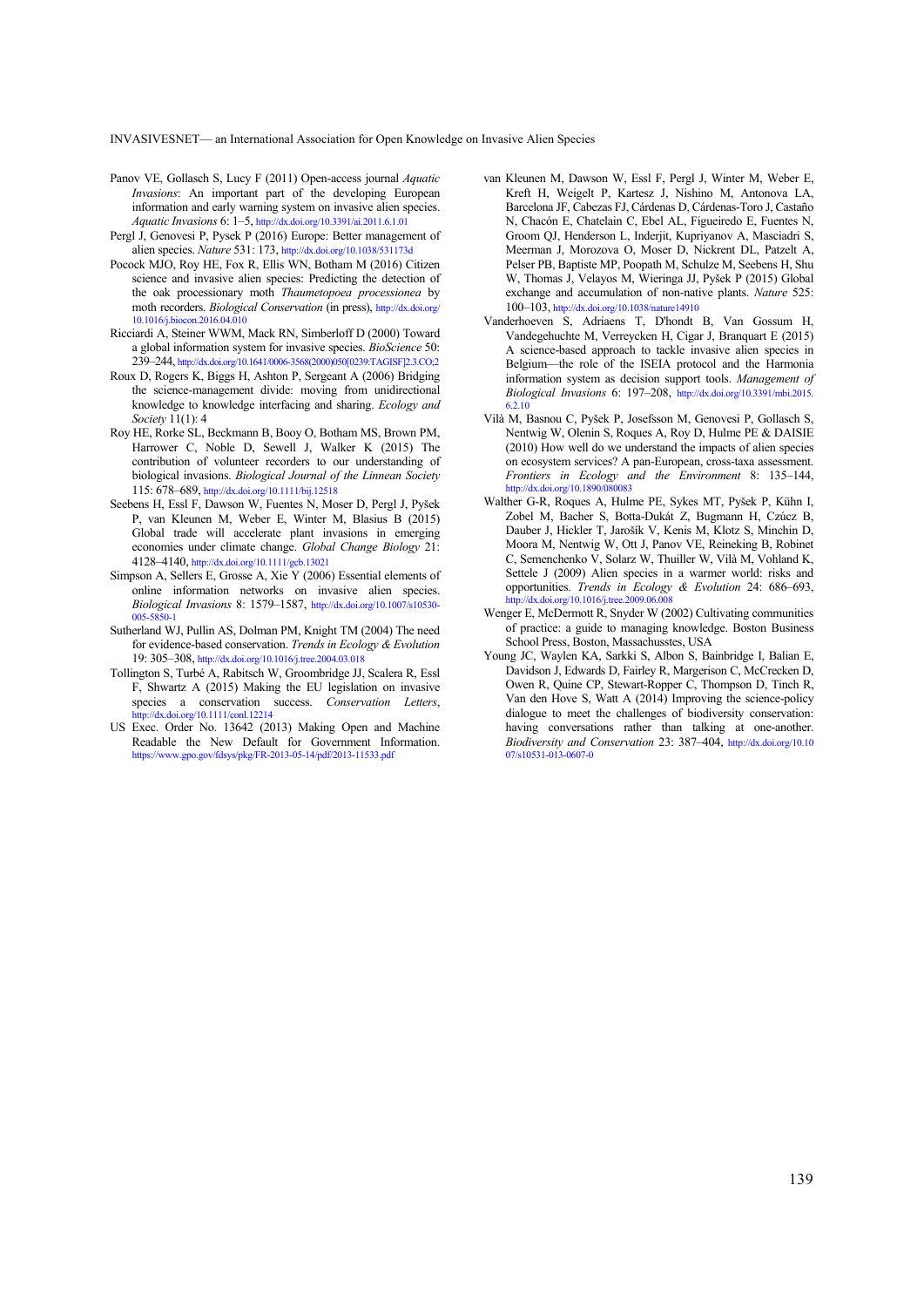Panov VE, Gollasch S, Lucy F (2011) Open-access journal *Aquatic Invasions*: An important part of the developing European information and early warning system on invasive alien species. *Aquatic Invasions* 6: 1–5, http://dx.doi.org/10.3391/ai.2011.6.1.01

Pergl J, Genovesi P, Pysek P (2016) Europe: Better management of alien species. *Nature* 531: 173, http://dx.doi.org/10.1038/531173d

Pocock MJO, Roy HE, Fox R, Ellis WN, Botham M (2016) Citizen science and invasive alien species: Predicting the detection of the oak processionary moth *Thaumetopoea processionea* by moth recorders. *Biological Conservation* (in press), http://dx.doi.org/10.1016/j.biocon.2016.04.010

Ricciardi A, Steiner WWM, Mack RN, Simberloff D (2000) Toward a global information system for invasive species. *BioScience* 50: 239–244, http://dx.doi.org/10.1641/0006-3568(2000)050[0239:TAGISF]2.3.CO;2

Roux D, Rogers K, Biggs H, Ashton P, Sergeant A (2006) Bridging the science-management divide: moving from unidirectional knowledge to knowledge interfacing and sharing. *Ecology and Society* 11(1): 4

Roy HE, Rorke SL, Beckmann B, Booy O, Botham MS, Brown PM, Harrower C, Noble D, Sewell J, Walker K (2015) The contribution of volunteer recorders to our understanding of biological invasions. *Biological Journal of the Linnean Society* 115: 678–689, http://dx.doi.org/10.1111/bij.12518

Seebens H, Essl F, Dawson W, Fuentes N, Moser D, Pergl J, Pyšek P, van Kleunen M, Weber E, Winter M, Blasius B (2015) Global trade will accelerate plant invasions in emerging economies under climate change. *Global Change Biology* 21: 4128–4140, http://dx.doi.org/10.1111/gcb.13021

Simpson A, Sellers E, Grosse A, Xie Y (2006) Essential elements of online information networks on invasive alien species. *Biological Invasions* 8: 1579–1587, http://dx.doi.org/10.1007/s10530-005-5850-1

Sutherland WJ, Pullin AS, Dolman PM, Knight TM (2004) The need for evidence-based conservation. *Trends in Ecology & Evolution* 19: 305–308, http://dx.doi.org/10.1016/j.tree.2004.03.018

Tollington S, Turbé A, Rabitsch W, Groombridge JJ, Scalera R, Essl F, Shwartz A (2015) Making the EU legislation on invasive species a conservation success. *Conservation Letters*, http://dx.doi.org/10.1111/conl.12214

US Exec. Order No. 13642 (2013) Making Open and Machine Readable the New Default for Government Information. https://www.gpo.gov/fdsys/pkg/FR-2013-05-14/pdf/2013-11533.pdf

van Kleunen M, Dawson W, Essl F, Pergl J, Winter M, Weber E, Kreft H, Weigelt P, Kartesz J, Nishino M, Antonova LA, Barcelona JF, Cabezas FJ, Cárdenas D, Cárdenas-Toro J, Castaño N, Chacón E, Chatelain C, Ebel AL, Figueiredo E, Fuentes N, Groom QJ, Henderson L, Inderjit, Kupriyanov A, Masciadri S, Meerman J, Morozova O, Moser D, Nickrent DL, Patzelt A, Pelser PB, Baptiste MP, Poopath M, Schulze M, Seebens H, Shu W, Thomas J, Velayos M, Wieringa JJ, Pyšek P (2015) Global exchange and accumulation of non-native plants. *Nature* 525: 100–103, http://dx.doi.org/10.1038/nature14910

Vanderhoeven S, Adriaens T, D'hondt B, Van Gossum H, Vandegehuchte M, Verreycken H, Cigar J, Branquart E (2015) A science-based approach to tackle invasive alien species in Belgium—the role of the ISEIA protocol and the Harmonia information system as decision support tools. *Management of Biological Invasions* 6: 197–208, http://dx.doi.org/10.3391/mbi.2015.6.2.10

Vilà M, Basnou C, Pyšek P, Josefsson M, Genovesi P, Gollasch S, Nentwig W, Olenin S, Roques A, Roy D, Hulme PE & DAISIE (2010) How well do we understand the impacts of alien species on ecosystem services? A pan-European, cross-taxa assessment. *Frontiers in Ecology and the Environment* 8: 135–144, http://dx.doi.org/10.1890/080083

Walther G-R, Roques A, Hulme PE, Sykes MT, Pyšek P, Kühn I, Zobel M, Bacher S, Botta-Dukát Z, Bugmann H, Czúcz B, Dauber J, Hickler T, Jarošík V, Kenis M, Klotz S, Minchin D, Moora M, Nentwig W, Ott J, Panov VE, Reineking B, Robinet C, Semenchenko V, Solarz W, Thuiller W, Vilà M, Vohland K, Settele J (2009) Alien species in a warmer world: risks and opportunities. *Trends in Ecology & Evolution* 24: 686–693, http://dx.doi.org/10.1016/j.tree.2009.06.008

Wenger E, McDermott R, Snyder W (2002) Cultivating communities of practice: a guide to managing knowledge. Boston Business School Press, Boston, Massachusstes, USA

Young JC, Waylen KA, Sarkki S, Albon S, Bainbridge I, Balian E, Davidson J, Edwards D, Fairley R, Margerison C, McCrecken D, Owen R, Quine CP, Stewart-Ropper C, Thompson D, Tinch R, Van den Hove S, Watt A (2014) Improving the science-policy dialogue to meet the challenges of biodiversity conservation: having conversations rather than talking at one-another. *Biodiversity and Conservation* 23: 387–404, http://dx.doi.org/10.1007/s10531-013-0607-0